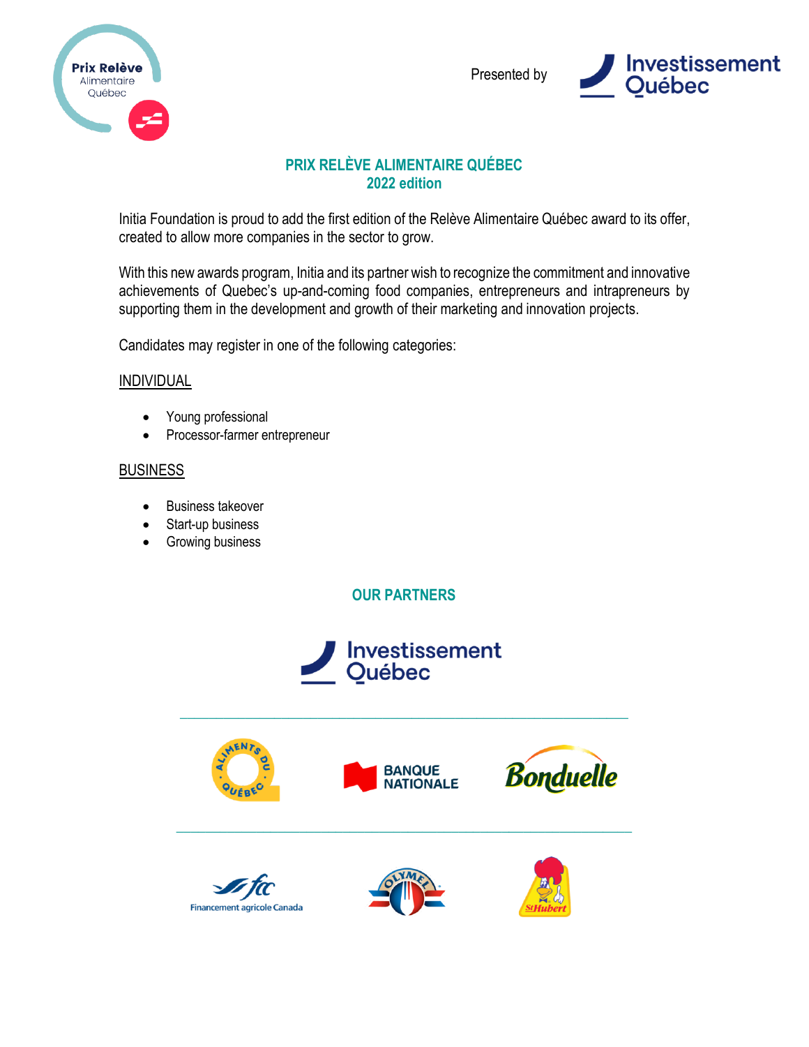Presented by

# PRIX RELÈVE ALIMENTAIRE QUÉBEC
## 2022 edition

Initia Foundation is proud to add the first edition of the Relève Alimentaire Québec award to its offer, created to allow more companies in the sector to grow.

With this new awards program, Initia and its partner wish to recognize the commitment and innovative achievements of Quebec's up-and-coming food companies, entrepreneurs and intrapreneurs by supporting them in the development and growth of their marketing and innovation projects.

Candidates may register in one of the following categories:

INDIVIDUAL

- Young professional
- Processor-farmer entrepreneur

BUSINESS

- Business takeover
- Start-up business
- Growing business

## OUR PARTNERS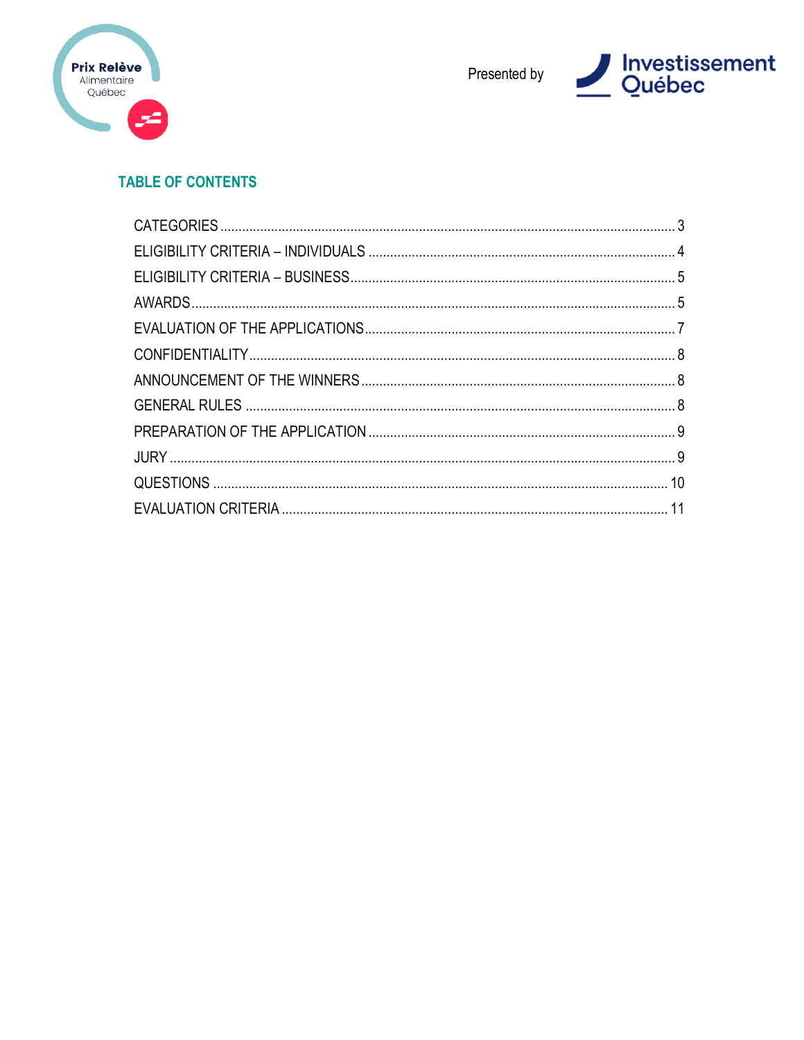Prix Relève Alimentaire Québec

Presented by Investissement Québec

## TABLE OF CONTENTS

| | |
|---|---|
| CATEGORIES | 3 |
| ELIGIBILITY CRITERIA – INDIVIDUALS | 4 |
| ELIGIBILITY CRITERIA – BUSINESS | 5 |
| AWARDS | 5 |
| EVALUATION OF THE APPLICATIONS | 7 |
| CONFIDENTIALITY | 8 |
| ANNOUNCEMENT OF THE WINNERS | 8 |
| GENERAL RULES | 8 |
| PREPARATION OF THE APPLICATION | 9 |
| JURY | 9 |
| QUESTIONS | 10 |
| EVALUATION CRITERIA | 11 |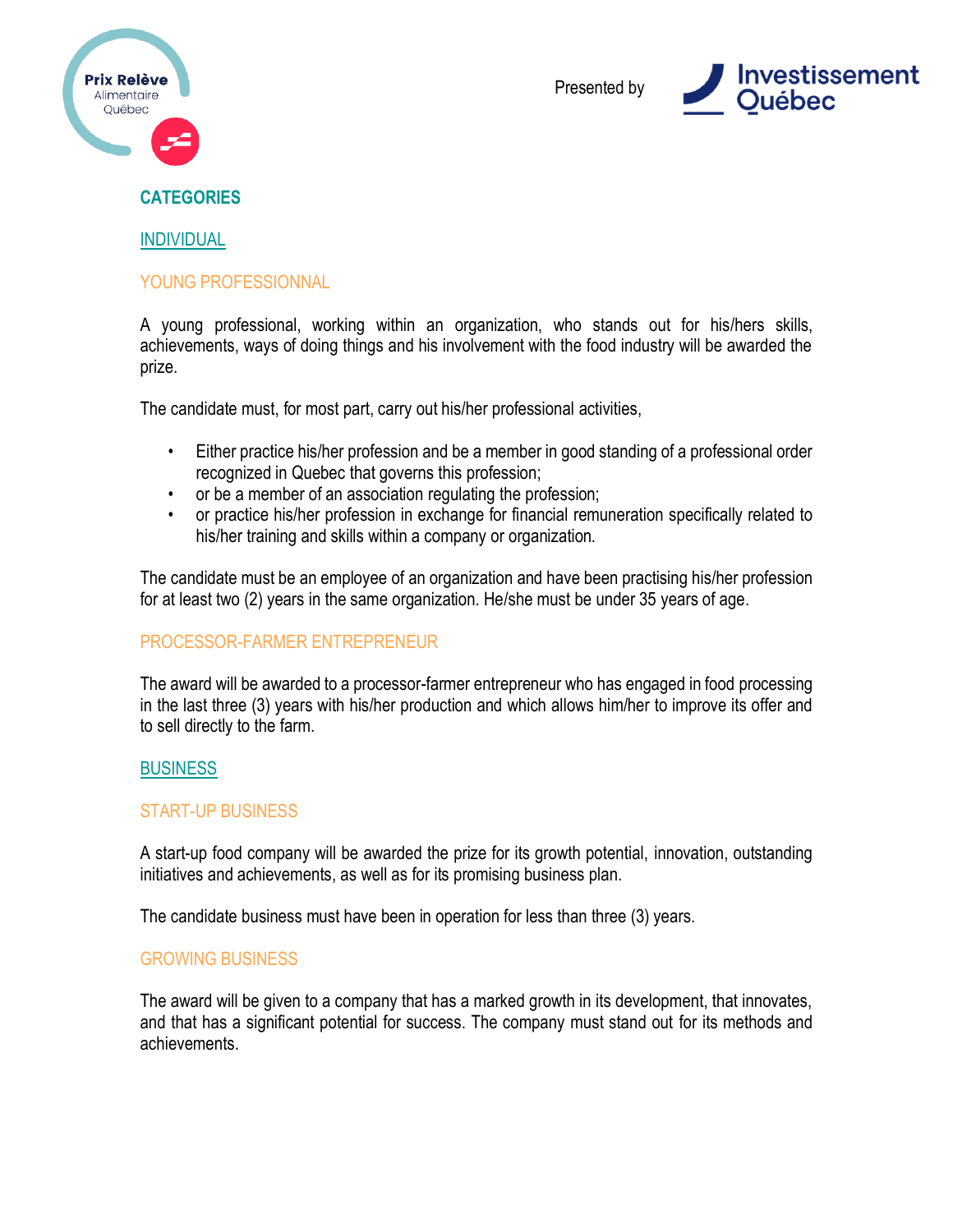## CATEGORIES

### INDIVIDUAL

#### YOUNG PROFESSIONNAL

A young professional, working within an organization, who stands out for his/hers skills, achievements, ways of doing things and his involvement with the food industry will be awarded the prize.

The candidate must, for most part, carry out his/her professional activities,

- Either practice his/her profession and be a member in good standing of a professional order recognized in Quebec that governs this profession;
- or be a member of an association regulating the profession;
- or practice his/her profession in exchange for financial remuneration specifically related to his/her training and skills within a company or organization.

The candidate must be an employee of an organization and have been practising his/her profession for at least two (2) years in the same organization. He/she must be under 35 years of age.

#### PROCESSOR-FARMER ENTREPRENEUR

The award will be awarded to a processor-farmer entrepreneur who has engaged in food processing in the last three (3) years with his/her production and which allows him/her to improve its offer and to sell directly to the farm.

### BUSINESS

#### START-UP BUSINESS

A start-up food company will be awarded the prize for its growth potential, innovation, outstanding initiatives and achievements, as well as for its promising business plan.

The candidate business must have been in operation for less than three (3) years.

#### GROWING BUSINESS

The award will be given to a company that has a marked growth in its development, that innovates, and that has a significant potential for success. The company must stand out for its methods and achievements.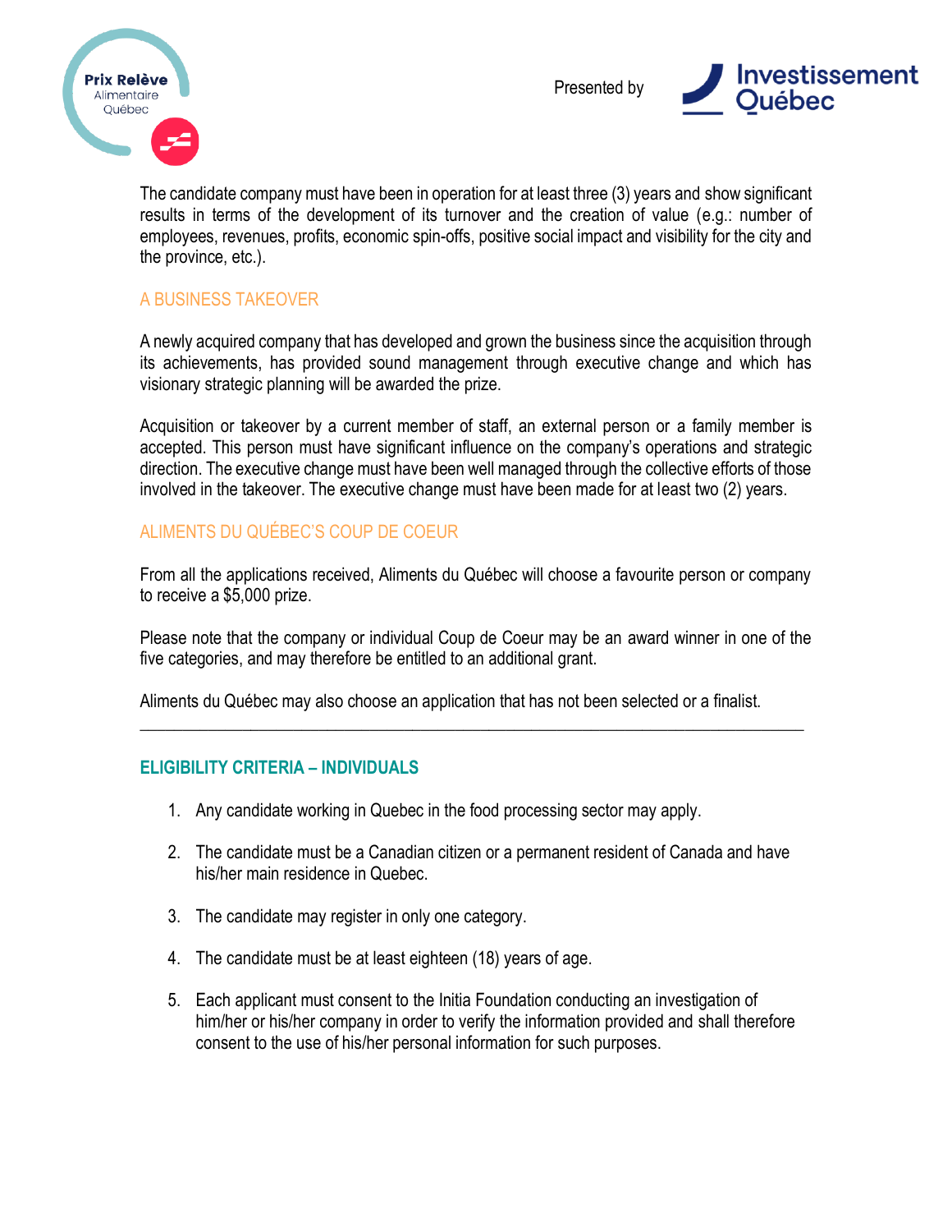The candidate company must have been in operation for at least three (3) years and show significant results in terms of the development of its turnover and the creation of value (e.g.: number of employees, revenues, profits, economic spin-offs, positive social impact and visibility for the city and the province, etc.).

## A BUSINESS TAKEOVER

A newly acquired company that has developed and grown the business since the acquisition through its achievements, has provided sound management through executive change and which has visionary strategic planning will be awarded the prize.

Acquisition or takeover by a current member of staff, an external person or a family member is accepted. This person must have significant influence on the company's operations and strategic direction. The executive change must have been well managed through the collective efforts of those involved in the takeover. The executive change must have been made for at least two (2) years.

## ALIMENTS DU QUÉBEC'S COUP DE COEUR

From all the applications received, Aliments du Québec will choose a favourite person or company to receive a $5,000 prize.

Please note that the company or individual Coup de Coeur may be an award winner in one of the five categories, and may therefore be entitled to an additional grant.

Aliments du Québec may also choose an application that has not been selected or a finalist.

---

## ELIGIBILITY CRITERIA – INDIVIDUALS

1. Any candidate working in Quebec in the food processing sector may apply.
2. The candidate must be a Canadian citizen or a permanent resident of Canada and have his/her main residence in Quebec.
3. The candidate may register in only one category.
4. The candidate must be at least eighteen (18) years of age.
5. Each applicant must consent to the Initia Foundation conducting an investigation of him/her or his/her company in order to verify the information provided and shall therefore consent to the use of his/her personal information for such purposes.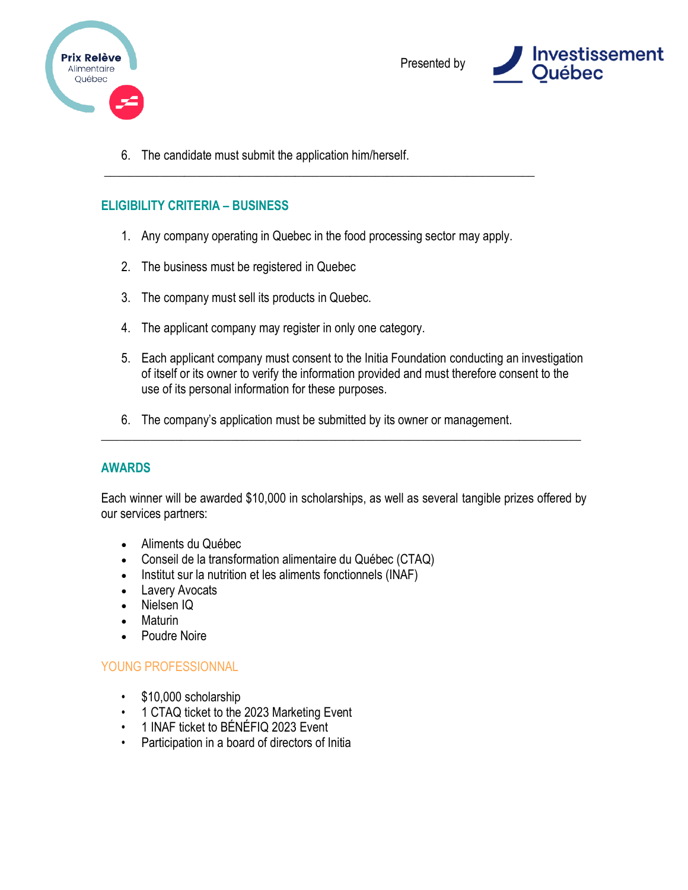6. The candidate must submit the application him/herself.

---

## ELIGIBILITY CRITERIA – BUSINESS

1. Any company operating in Quebec in the food processing sector may apply.

2. The business must be registered in Quebec

3. The company must sell its products in Quebec.

4. The applicant company may register in only one category.

5. Each applicant company must consent to the Initia Foundation conducting an investigation of itself or its owner to verify the information provided and must therefore consent to the use of its personal information for these purposes.

6. The company's application must be submitted by its owner or management.

---

## AWARDS

Each winner will be awarded $10,000 in scholarships, as well as several tangible prizes offered by our services partners:

- Aliments du Québec
- Conseil de la transformation alimentaire du Québec (CTAQ)
- Institut sur la nutrition et les aliments fonctionnels (INAF)
- Lavery Avocats
- Nielsen IQ
- Maturin
- Poudre Noire

### YOUNG PROFESSIONNAL

- $10,000 scholarship
- 1 CTAQ ticket to the 2023 Marketing Event
- 1 INAF ticket to BÉNÉFIQ 2023 Event
- Participation in a board of directors of Initia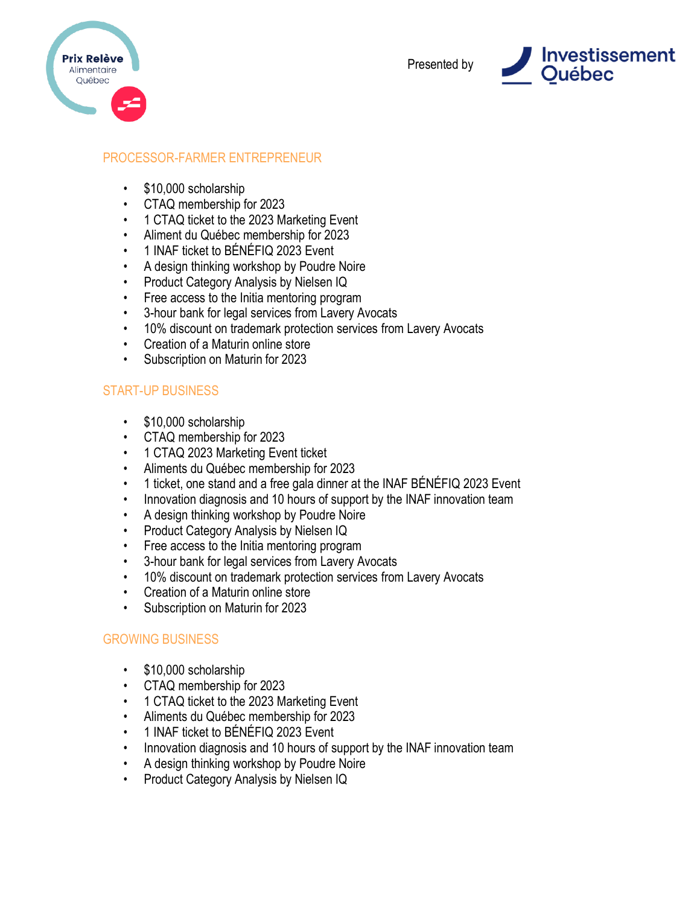## PROCESSOR-FARMER ENTREPRENEUR

- $10,000 scholarship
- CTAQ membership for 2023
- 1 CTAQ ticket to the 2023 Marketing Event
- Aliment du Québec membership for 2023
- 1 INAF ticket to BÉNÉFIQ 2023 Event
- A design thinking workshop by Poudre Noire
- Product Category Analysis by Nielsen IQ
- Free access to the Initia mentoring program
- 3-hour bank for legal services from Lavery Avocats
- 10% discount on trademark protection services from Lavery Avocats
- Creation of a Maturin online store
- Subscription on Maturin for 2023

## START-UP BUSINESS

- $10,000 scholarship
- CTAQ membership for 2023
- 1 CTAQ 2023 Marketing Event ticket
- Aliments du Québec membership for 2023
- 1 ticket, one stand and a free gala dinner at the INAF BÉNÉFIQ 2023 Event
- Innovation diagnosis and 10 hours of support by the INAF innovation team
- A design thinking workshop by Poudre Noire
- Product Category Analysis by Nielsen IQ
- Free access to the Initia mentoring program
- 3-hour bank for legal services from Lavery Avocats
- 10% discount on trademark protection services from Lavery Avocats
- Creation of a Maturin online store
- Subscription on Maturin for 2023

## GROWING BUSINESS

- $10,000 scholarship
- CTAQ membership for 2023
- 1 CTAQ ticket to the 2023 Marketing Event
- Aliments du Québec membership for 2023
- 1 INAF ticket to BÉNÉFIQ 2023 Event
- Innovation diagnosis and 10 hours of support by the INAF innovation team
- A design thinking workshop by Poudre Noire
- Product Category Analysis by Nielsen IQ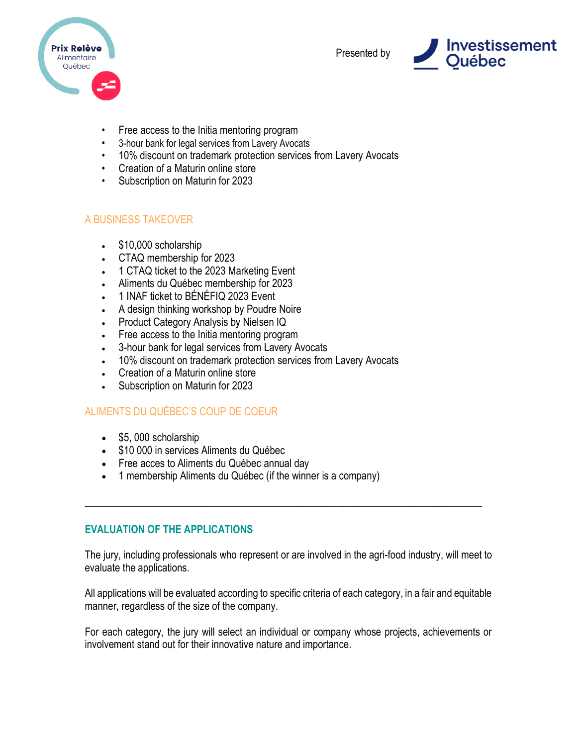- Free access to the Initia mentoring program
- 3-hour bank for legal services from Lavery Avocats
- 10% discount on trademark protection services from Lavery Avocats
- Creation of a Maturin online store
- Subscription on Maturin for 2023

### A BUSINESS TAKEOVER

- $10,000 scholarship
- CTAQ membership for 2023
- 1 CTAQ ticket to the 2023 Marketing Event
- Aliments du Québec membership for 2023
- 1 INAF ticket to BÉNÉFIQ 2023 Event
- A design thinking workshop by Poudre Noire
- Product Category Analysis by Nielsen IQ
- Free access to the Initia mentoring program
- 3-hour bank for legal services from Lavery Avocats
- 10% discount on trademark protection services from Lavery Avocats
- Creation of a Maturin online store
- Subscription on Maturin for 2023

### ALIMENTS DU QUÉBEC'S COUP DE COEUR

- $5, 000 scholarship
- $10 000 in services Aliments du Québec
- Free acces to Aliments du Québec annual day
- 1 membership Aliments du Québec (if the winner is a company)

---

## EVALUATION OF THE APPLICATIONS

The jury, including professionals who represent or are involved in the agri-food industry, will meet to evaluate the applications.

All applications will be evaluated according to specific criteria of each category, in a fair and equitable manner, regardless of the size of the company.

For each category, the jury will select an individual or company whose projects, achievements or involvement stand out for their innovative nature and importance.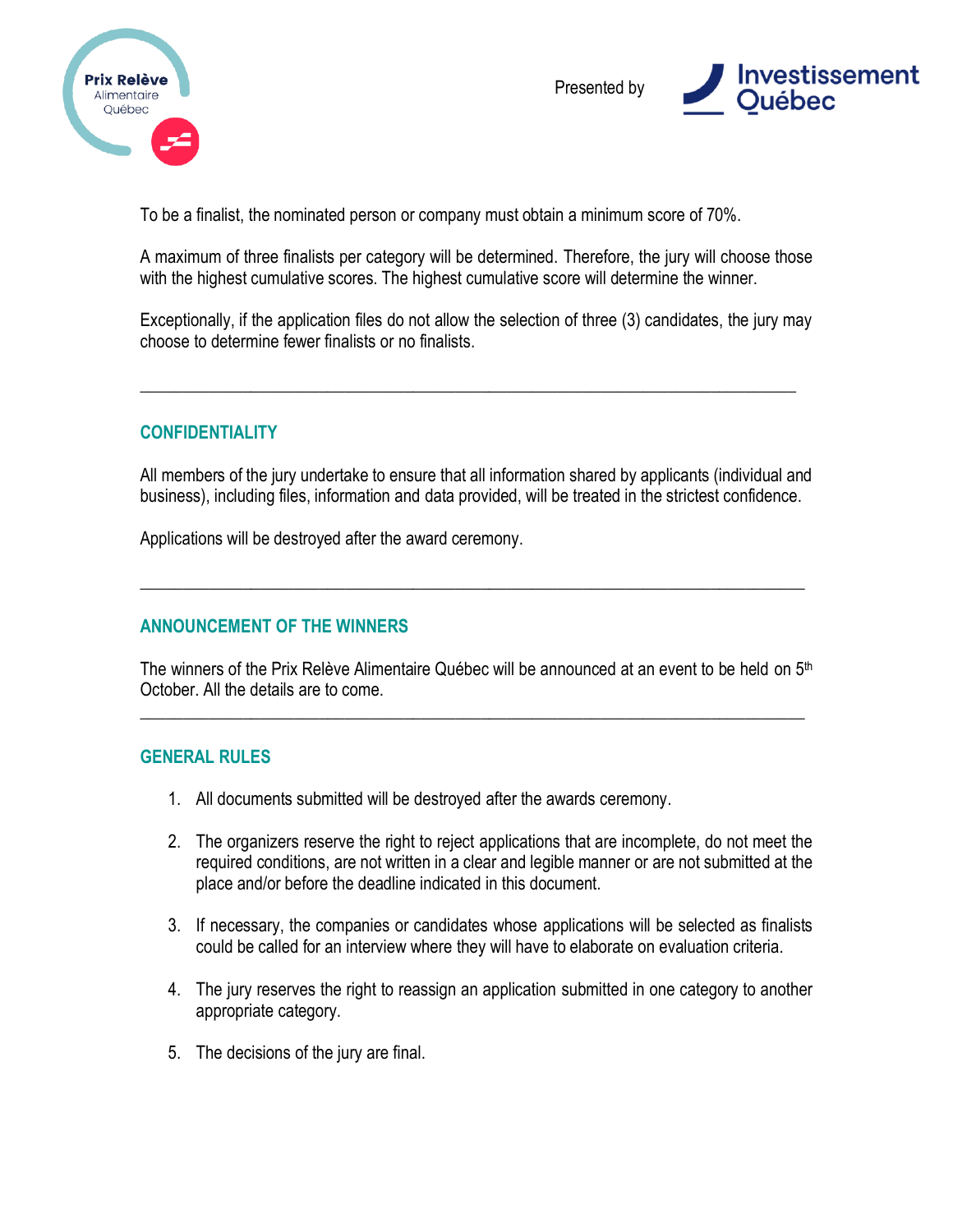To be a finalist, the nominated person or company must obtain a minimum score of 70%.

A maximum of three finalists per category will be determined. Therefore, the jury will choose those with the highest cumulative scores. The highest cumulative score will determine the winner.

Exceptionally, if the application files do not allow the selection of three (3) candidates, the jury may choose to determine fewer finalists or no finalists.

---

## CONFIDENTIALITY

All members of the jury undertake to ensure that all information shared by applicants (individual and business), including files, information and data provided, will be treated in the strictest confidence.

Applications will be destroyed after the award ceremony.

---

## ANNOUNCEMENT OF THE WINNERS

The winners of the Prix Relève Alimentaire Québec will be announced at an event to be held on 5th October. All the details are to come.

---

## GENERAL RULES

1. All documents submitted will be destroyed after the awards ceremony.
2. The organizers reserve the right to reject applications that are incomplete, do not meet the required conditions, are not written in a clear and legible manner or are not submitted at the place and/or before the deadline indicated in this document.
3. If necessary, the companies or candidates whose applications will be selected as finalists could be called for an interview where they will have to elaborate on evaluation criteria.
4. The jury reserves the right to reassign an application submitted in one category to another appropriate category.
5. The decisions of the jury are final.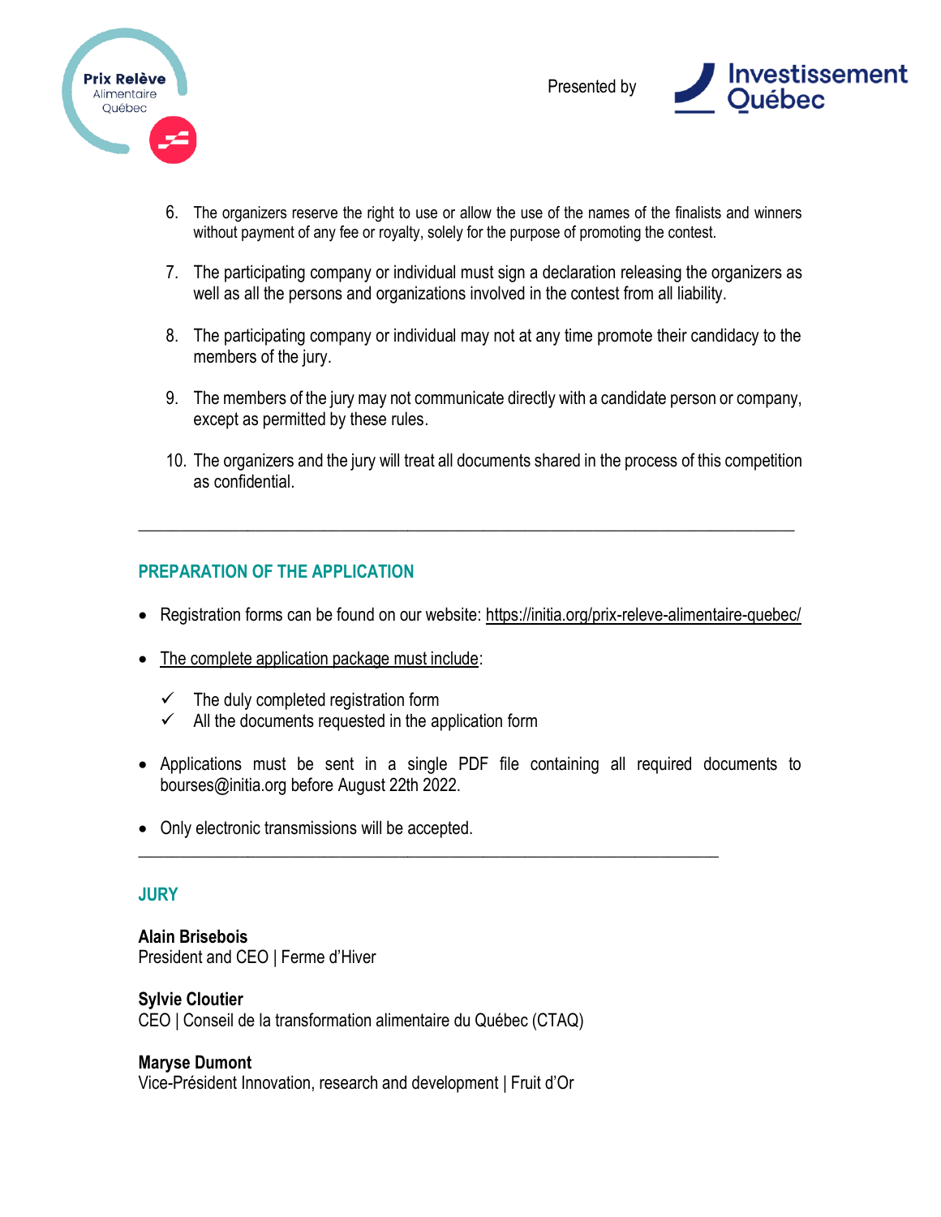6. The organizers reserve the right to use or allow the use of the names of the finalists and winners without payment of any fee or royalty, solely for the purpose of promoting the contest.

7. The participating company or individual must sign a declaration releasing the organizers as well as all the persons and organizations involved in the contest from all liability.

8. The participating company or individual may not at any time promote their candidacy to the members of the jury.

9. The members of the jury may not communicate directly with a candidate person or company, except as permitted by these rules.

10. The organizers and the jury will treat all documents shared in the process of this competition as confidential.

---

## PREPARATION OF THE APPLICATION

- Registration forms can be found on our website: https://initia.org/prix-releve-alimentaire-quebec/

- The complete application package must include:
  - ✓ The duly completed registration form
  - ✓ All the documents requested in the application form

- Applications must be sent in a single PDF file containing all required documents to bourses@initia.org before August 22th 2022.

- Only electronic transmissions will be accepted.

---

## JURY

**Alain Brisebois**
President and CEO | Ferme d'Hiver

**Sylvie Cloutier**
CEO | Conseil de la transformation alimentaire du Québec (CTAQ)

**Maryse Dumont**
Vice-Président Innovation, research and development | Fruit d'Or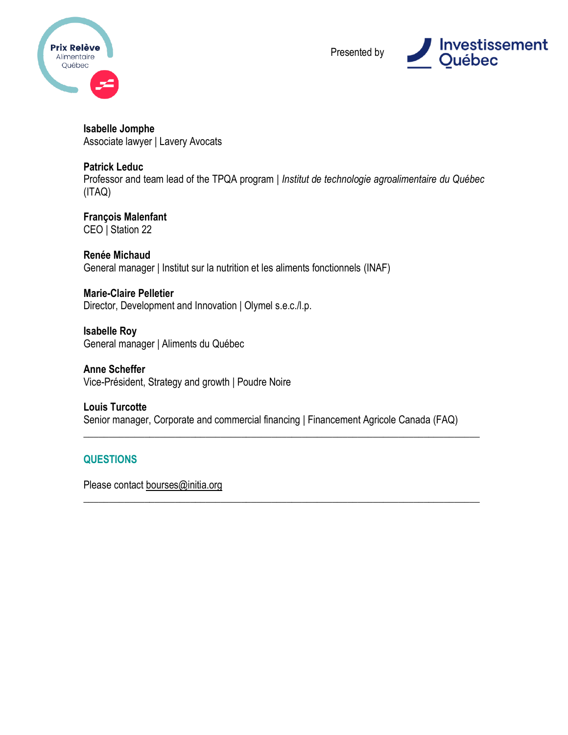**Isabelle Jomphe**
Associate lawyer | Lavery Avocats

**Patrick Leduc**
Professor and team lead of the TPQA program | *Institut de technologie agroalimentaire du Québec* (ITAQ)

**François Malenfant**
CEO | Station 22

**Renée Michaud**
General manager | Institut sur la nutrition et les aliments fonctionnels (INAF)

**Marie-Claire Pelletier**
Director, Development and Innovation | Olymel s.e.c./l.p.

**Isabelle Roy**
General manager | Aliments du Québec

**Anne Scheffer**
Vice-Président, Strategy and growth | Poudre Noire

**Louis Turcotte**
Senior manager, Corporate and commercial financing | Financement Agricole Canada (FAQ)

---

## QUESTIONS

Please contact bourses@initia.org

---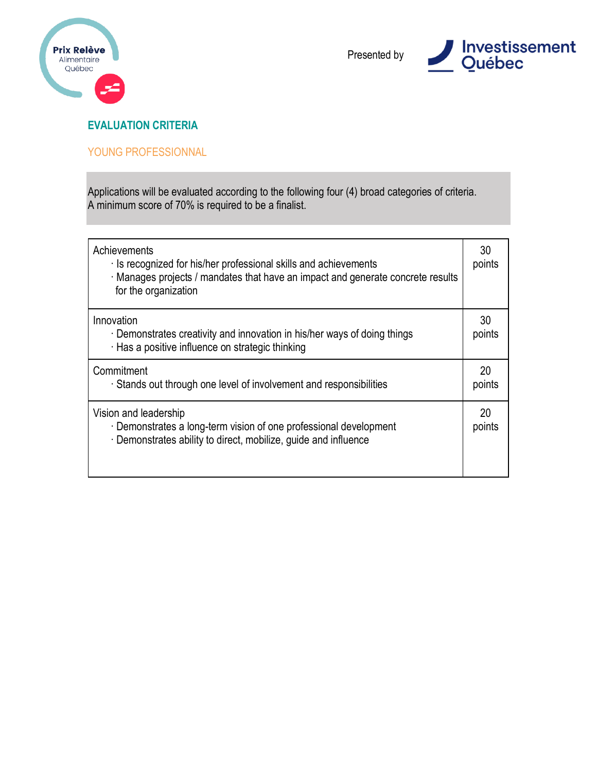Prix Relève Alimentaire Québec

Presented by Investissement Québec

## EVALUATION CRITERIA

### YOUNG PROFESSIONNAL

Applications will be evaluated according to the following four (4) broad categories of criteria.
A minimum score of 70% is required to be a finalist.

| Criteria | Points |
|---|---|
| Achievements<br>· Is recognized for his/her professional skills and achievements<br>· Manages projects / mandates that have an impact and generate concrete results for the organization | 30 points |
| Innovation<br>· Demonstrates creativity and innovation in his/her ways of doing things<br>· Has a positive influence on strategic thinking | 30 points |
| Commitment<br>· Stands out through one level of involvement and responsibilities | 20 points |
| Vision and leadership<br>· Demonstrates a long-term vision of one professional development<br>· Demonstrates ability to direct, mobilize, guide and influence | 20 points |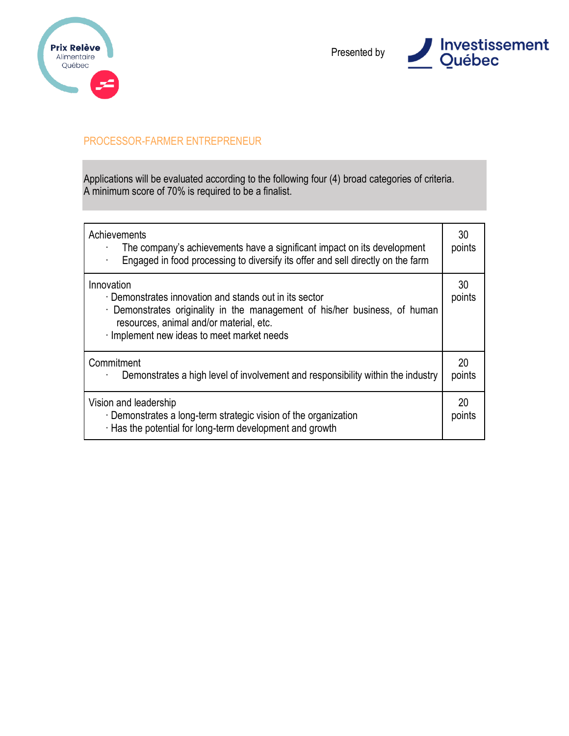## PROCESSOR-FARMER ENTREPRENEUR

Applications will be evaluated according to the following four (4) broad categories of criteria.
A minimum score of 70% is required to be a finalist.

| Criteria | Points |
| --- | --- |
| Achievements<br>· The company's achievements have a significant impact on its development<br>· Engaged in food processing to diversify its offer and sell directly on the farm | 30 points |
| Innovation<br>· Demonstrates innovation and stands out in its sector<br>· Demonstrates originality in the management of his/her business, of human resources, animal and/or material, etc.<br>· Implement new ideas to meet market needs | 30 points |
| Commitment<br>· Demonstrates a high level of involvement and responsibility within the industry | 20 points |
| Vision and leadership<br>· Demonstrates a long-term strategic vision of the organization<br>· Has the potential for long-term development and growth | 20 points |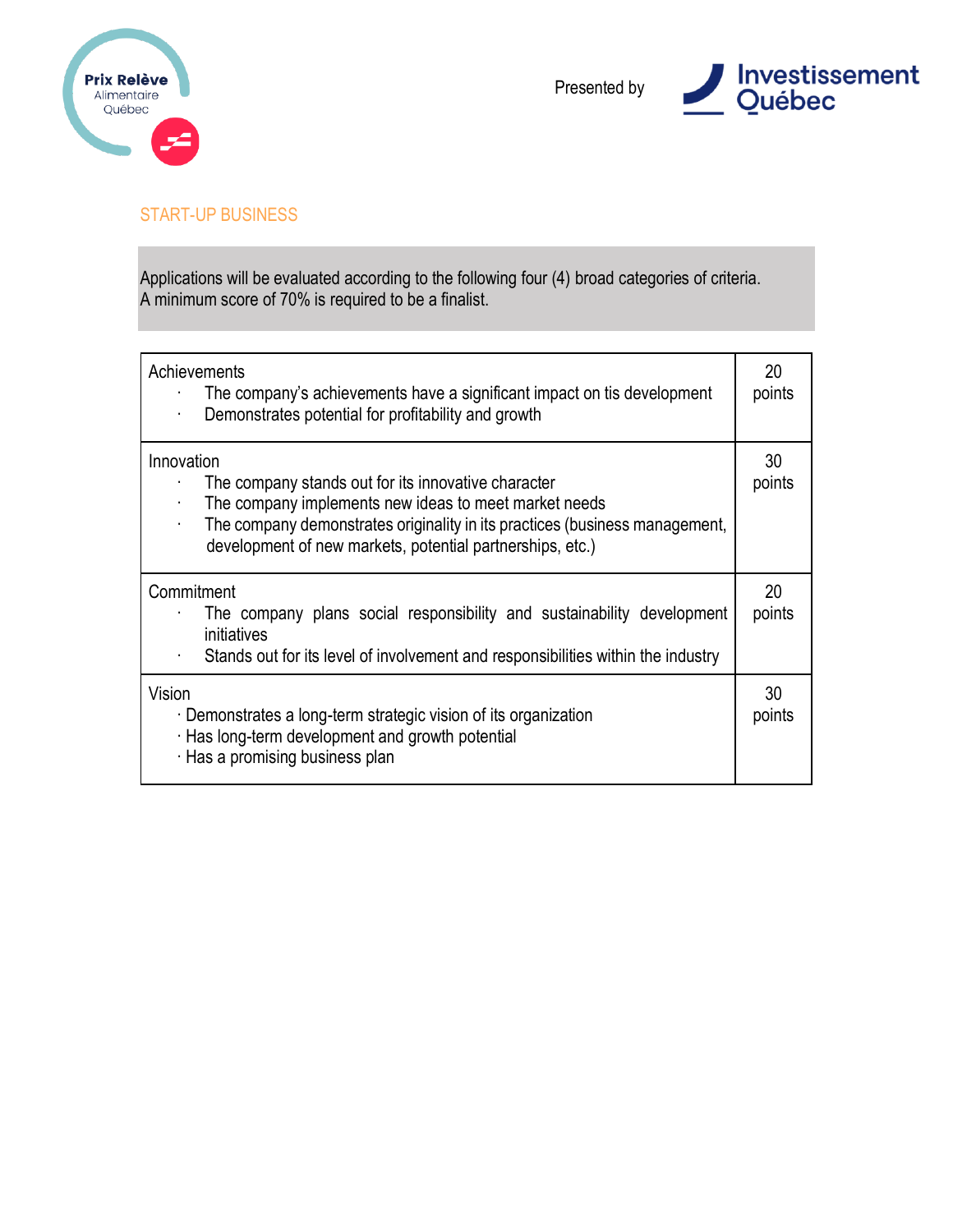Prix Relève Alimentaire Québec

Presented by Investissement Québec

## START-UP BUSINESS

Applications will be evaluated according to the following four (4) broad categories of criteria.
A minimum score of 70% is required to be a finalist.

| Criteria | Points |
|---|---|
| Achievements<br>· The company's achievements have a significant impact on tis development<br>· Demonstrates potential for profitability and growth | 20 points |
| Innovation<br>· The company stands out for its innovative character<br>· The company implements new ideas to meet market needs<br>· The company demonstrates originality in its practices (business management, development of new markets, potential partnerships, etc.) | 30 points |
| Commitment<br>· The company plans social responsibility and sustainability development initiatives<br>· Stands out for its level of involvement and responsibilities within the industry | 20 points |
| Vision<br>· Demonstrates a long-term strategic vision of its organization<br>· Has long-term development and growth potential<br>· Has a promising business plan | 30 points |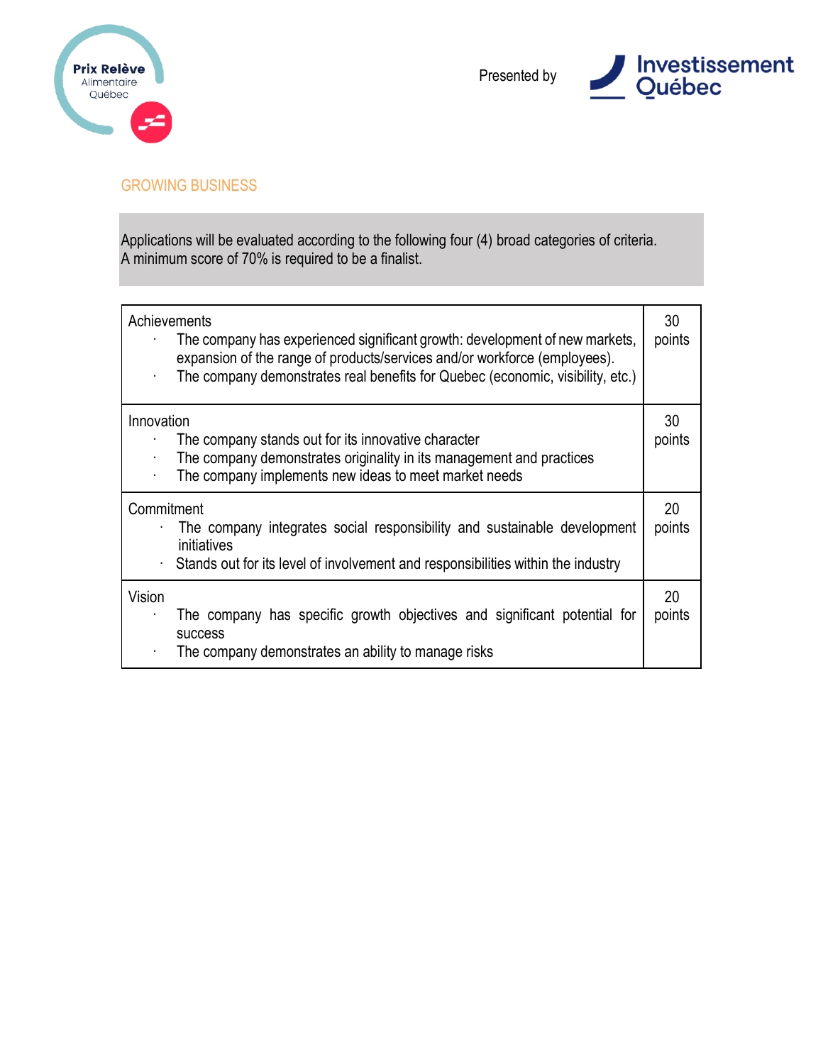## GROWING BUSINESS

Applications will be evaluated according to the following four (4) broad categories of criteria.
A minimum score of 70% is required to be a finalist.

| Criteria | Points |
|---|---|
| Achievements<br>· The company has experienced significant growth: development of new markets, expansion of the range of products/services and/or workforce (employees).<br>· The company demonstrates real benefits for Quebec (economic, visibility, etc.) | 30 points |
| Innovation<br>· The company stands out for its innovative character<br>· The company demonstrates originality in its management and practices<br>· The company implements new ideas to meet market needs | 30 points |
| Commitment<br>· The company integrates social responsibility and sustainable development initiatives<br>· Stands out for its level of involvement and responsibilities within the industry | 20 points |
| Vision<br>· The company has specific growth objectives and significant potential for success<br>· The company demonstrates an ability to manage risks | 20 points |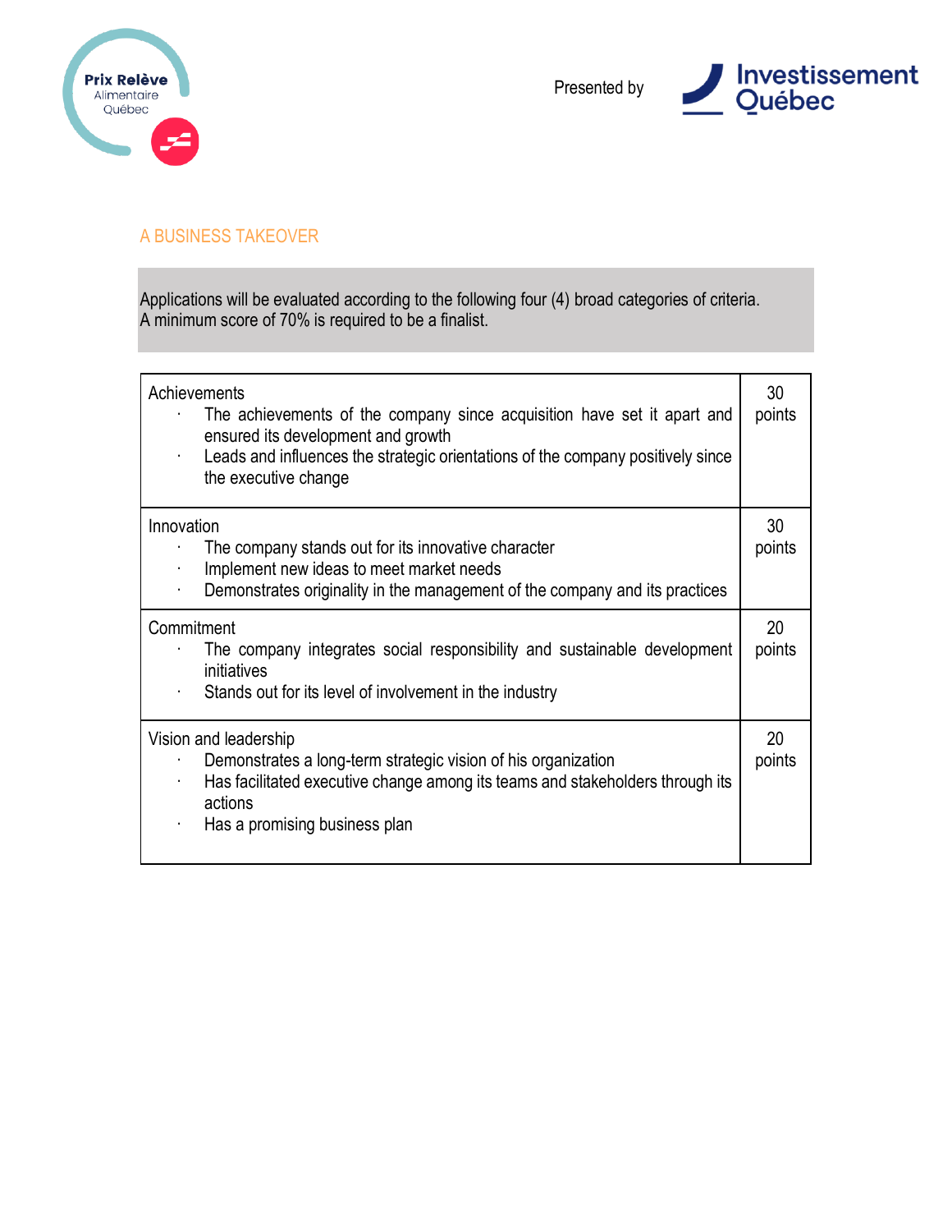Prix Relève Alimentaire Québec

Presented by Investissement Québec

## A BUSINESS TAKEOVER

Applications will be evaluated according to the following four (4) broad categories of criteria.
A minimum score of 70% is required to be a finalist.

| | |
|---|---|
| Achievements<br>· The achievements of the company since acquisition have set it apart and ensured its development and growth<br>· Leads and influences the strategic orientations of the company positively since the executive change | 30 points |
| Innovation<br>· The company stands out for its innovative character<br>· Implement new ideas to meet market needs<br>· Demonstrates originality in the management of the company and its practices | 30 points |
| Commitment<br>· The company integrates social responsibility and sustainable development initiatives<br>· Stands out for its level of involvement in the industry | 20 points |
| Vision and leadership<br>· Demonstrates a long-term strategic vision of his organization<br>· Has facilitated executive change among its teams and stakeholders through its actions<br>· Has a promising business plan | 20 points |